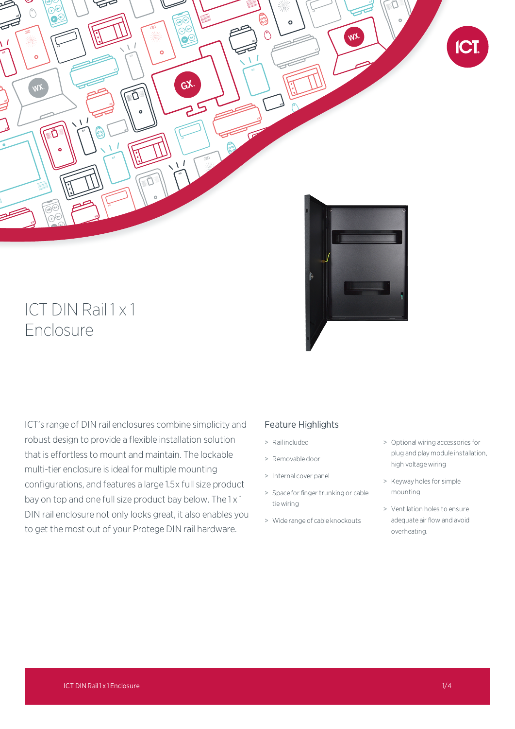# ICT DIN Rail 1 x 1 Enclosure

ICT's range of DIN rail enclosures combine simplicity and robust design to provide a flexible installation solution that is effortless to mount and maintain. The lockable multi-tier enclosure is ideal for multiple mounting configurations, and features a large 1.5x full size product bay on top and one full size product bay below. The 1 x 1 DIN rail enclosure not only looks great, it also enables you to get the most out of your Protege DIN rail hardware.

## Feature Highlights

- Rail included
- Removable door
- Internal cover panel
- Space for finger trunking or cable tie wiring
- Wide range of cable knockouts
- Optional wiring accessories for plug and play module installation, high voltage wiring
- Keyway holes for simple mounting
- Ventilation holes to ensure adequate air flow and avoid overheating.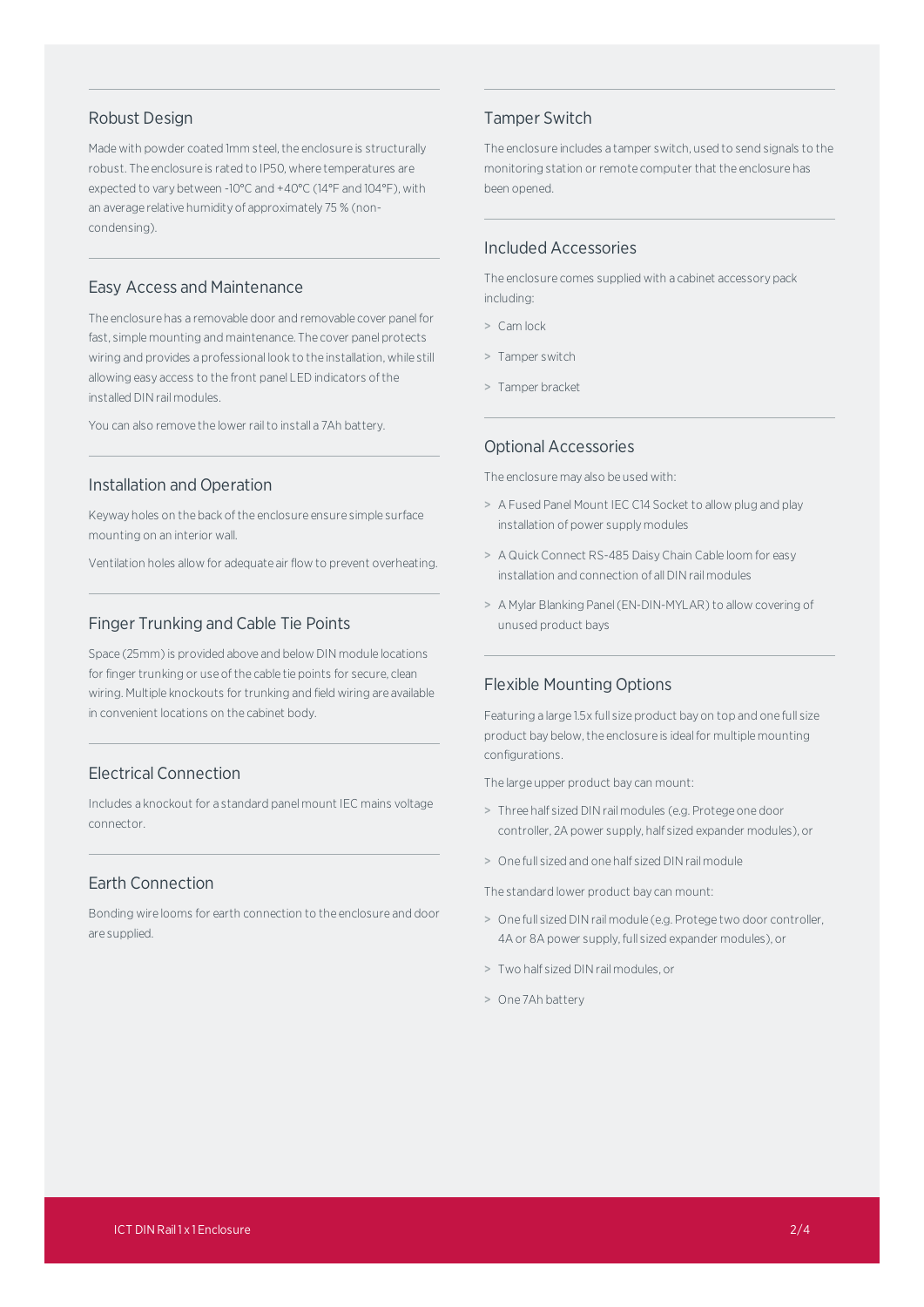## Robust Design

Made with powder coated 1mm steel, the enclosure is structurally robust. The enclosure is rated to IP50, where temperatures are expected to vary between -10°C and +40°C (14°F and 104°F), with an average relative humidity of approximately 75 % (non-condensing).

## Easy Access and Maintenance

The enclosure has a removable door and removable cover panel for fast, simple mounting and maintenance. The cover panel protects wiring and provides a professional look to the installation, while still allowing easy access to the front panel LED indicators of the installed DIN rail modules.

You can also remove the lower rail to install a 7Ah battery.

## Installation and Operation

Keyway holes on the back of the enclosure ensure simple surface mounting on an interior wall.

Ventilation holes allow for adequate air flow to prevent overheating.

## Finger Trunking and Cable Tie Points

Space (25mm) is provided above and below DIN module locations for finger trunking or use of the cable tie points for secure, clean wiring. Multiple knockouts for trunking and field wiring are available in convenient locations on the cabinet body.

## Electrical Connection

Includes a knockout for a standard panel mount IEC mains voltage connector.

## Earth Connection

Bonding wire looms for earth connection to the enclosure and door are supplied.

## Tamper Switch

The enclosure includes a tamper switch, used to send signals to the monitoring station or remote computer that the enclosure has been opened.

## Included Accessories

The enclosure comes supplied with a cabinet accessory pack including:

- Cam lock
- Tamper switch
- Tamper bracket

## Optional Accessories

The enclosure may also be used with:

- A Fused Panel Mount IEC C14 Socket to allow plug and play installation of power supply modules
- A Quick Connect RS-485 Daisy Chain Cable loom for easy installation and connection of all DIN rail modules
- A Mylar Blanking Panel (EN-DIN-MYLAR) to allow covering of unused product bays

## Flexible Mounting Options

Featuring a large 1.5x full size product bay on top and one full size product bay below, the enclosure is ideal for multiple mounting configurations.

The large upper product bay can mount:

- Three half sized DIN rail modules (e.g. Protege one door controller, 2A power supply, half sized expander modules), or
- One full sized and one half sized DIN rail module

The standard lower product bay can mount:

- One full sized DIN rail module (e.g. Protege two door controller, 4A or 8A power supply, full sized expander modules), or
- Two half sized DIN rail modules, or
- One 7Ah battery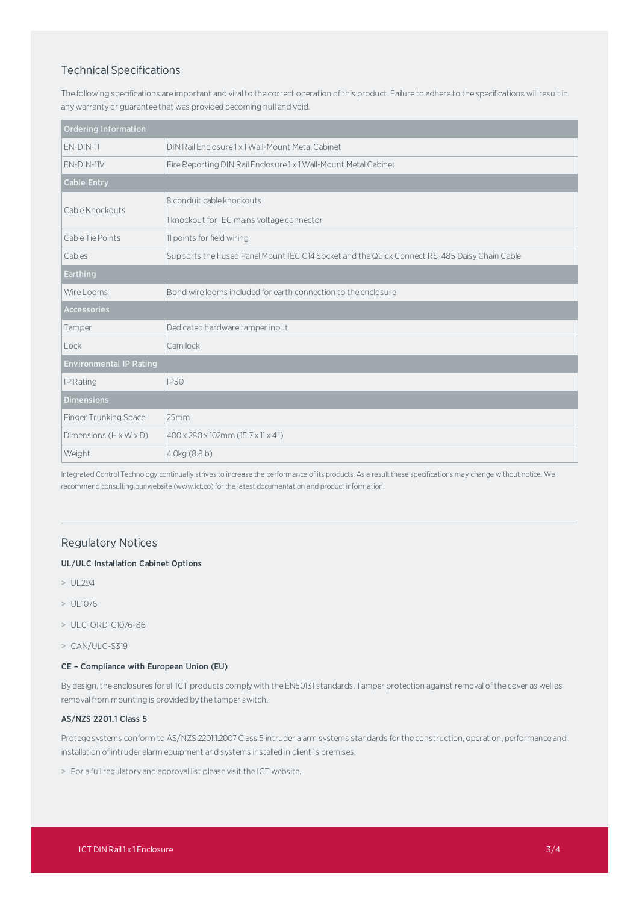## Technical Specifications

The following specifications are important and vital to the correct operation of this product. Failure to adhere to the specifications will result in any warranty or guarantee that was provided becoming null and void.

| Ordering Information | |
|---|---|
| EN-DIN-11 | DIN Rail Enclosure 1 x 1 Wall-Mount Metal Cabinet |
| EN-DIN-11V | Fire Reporting DIN Rail Enclosure 1 x 1 Wall-Mount Metal Cabinet |
| **Cable Entry** | |
| Cable Knockouts | 8 conduit cable knockouts<br>1 knockout for IEC mains voltage connector |
| Cable Tie Points | 11 points for field wiring |
| Cables | Supports the Fused Panel Mount IEC C14 Socket and the Quick Connect RS-485 Daisy Chain Cable |
| **Earthing** | |
| Wire Looms | Bond wire looms included for earth connection to the enclosure |
| **Accessories** | |
| Tamper | Dedicated hardware tamper input |
| Lock | Cam lock |
| **Environmental IP Rating** | |
| IP Rating | IP50 |
| **Dimensions** | |
| Finger Trunking Space | 25mm |
| Dimensions (H x W x D) | 400 x 280 x 102mm (15.7 x 11 x 4") |
| Weight | 4.0kg (8.8lb) |

Integrated Control Technology continually strives to increase the performance of its products. As a result these specifications may change without notice. We recommend consulting our website (www.ict.co) for the latest documentation and product information.

---

## Regulatory Notices

### UL/ULC Installation Cabinet Options

> UL294

> UL1076

> ULC-ORD-C1076-86

> CAN/ULC-S319

### CE – Compliance with European Union (EU)

By design, the enclosures for all ICT products comply with the EN50131 standards. Tamper protection against removal of the cover as well as removal from mounting is provided by the tamper switch.

### AS/NZS 2201.1 Class 5

Protege systems conform to AS/NZS 2201.1:2007 Class 5 intruder alarm systems standards for the construction, operation, performance and installation of intruder alarm equipment and systems installed in client`s premises.

> For a full regulatory and approval list please visit the ICT website.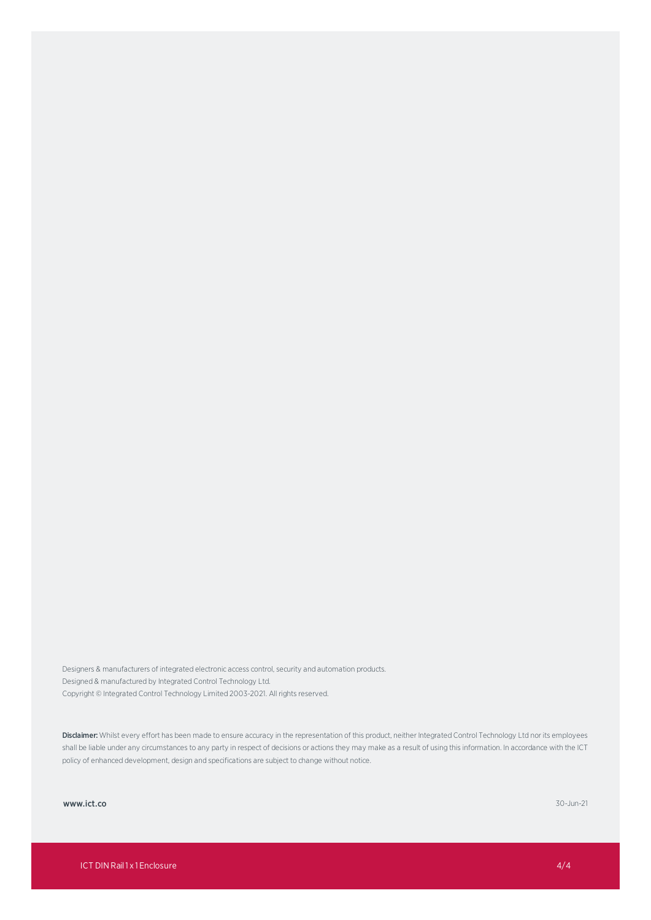Designers & manufacturers of integrated electronic access control, security and automation products.
Designed & manufactured by Integrated Control Technology Ltd.
Copyright © Integrated Control Technology Limited 2003-2021. All rights reserved.

**Disclaimer:** Whilst every effort has been made to ensure accuracy in the representation of this product, neither Integrated Control Technology Ltd nor its employees shall be liable under any circumstances to any party in respect of decisions or actions they may make as a result of using this information. In accordance with the ICT policy of enhanced development, design and specifications are subject to change without notice.

**www.ict.co**

30-Jun-21